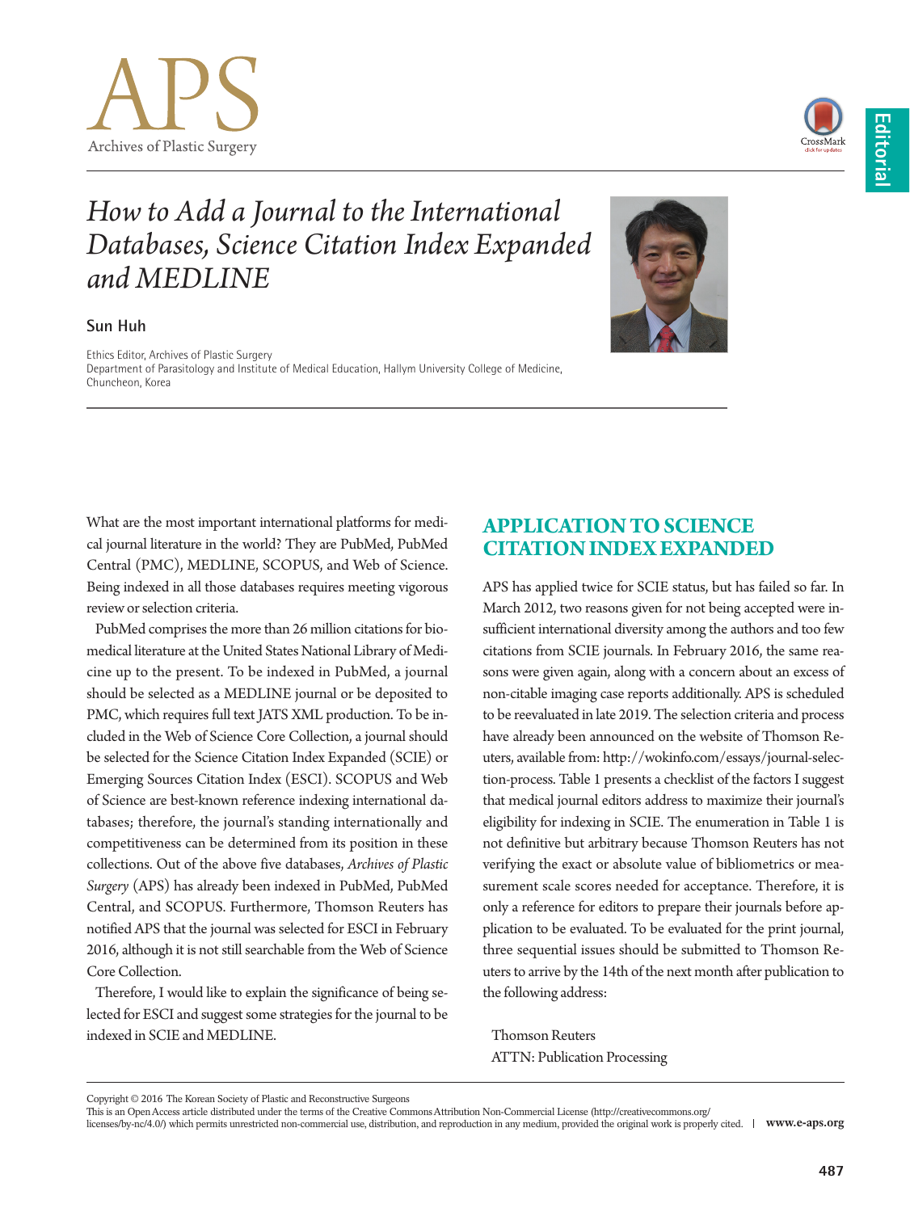# How to Add a Journal to the International Databases, Science Citation Index Expanded and MEDLINE

**Sun Huh**

Ethics Editor, Archives of Plastic Surgery
Department of Parasitology and Institute of Medical Education, Hallym University College of Medicine, Chuncheon, Korea

What are the most important international platforms for medical journal literature in the world? They are PubMed, PubMed Central (PMC), MEDLINE, SCOPUS, and Web of Science. Being indexed in all those databases requires meeting vigorous review or selection criteria.

PubMed comprises the more than 26 million citations for biomedical literature at the United States National Library of Medicine up to the present. To be indexed in PubMed, a journal should be selected as a MEDLINE journal or be deposited to PMC, which requires full text JATS XML production. To be included in the Web of Science Core Collection, a journal should be selected for the Science Citation Index Expanded (SCIE) or Emerging Sources Citation Index (ESCI). SCOPUS and Web of Science are best-known reference indexing international databases; therefore, the journal's standing internationally and competitiveness can be determined from its position in these collections. Out of the above five databases, *Archives of Plastic Surgery* (APS) has already been indexed in PubMed, PubMed Central, and SCOPUS. Furthermore, Thomson Reuters has notified APS that the journal was selected for ESCI in February 2016, although it is not still searchable from the Web of Science Core Collection.

Therefore, I would like to explain the significance of being selected for ESCI and suggest some strategies for the journal to be indexed in SCIE and MEDLINE.

## APPLICATION TO SCIENCE CITATION INDEX EXPANDED

APS has applied twice for SCIE status, but has failed so far. In March 2012, two reasons given for not being accepted were insufficient international diversity among the authors and too few citations from SCIE journals. In February 2016, the same reasons were given again, along with a concern about an excess of non-citable imaging case reports additionally. APS is scheduled to be reevaluated in late 2019. The selection criteria and process have already been announced on the website of Thomson Reuters, available from: http://wokinfo.com/essays/journal-selection-process. Table 1 presents a checklist of the factors I suggest that medical journal editors address to maximize their journal's eligibility for indexing in SCIE. The enumeration in Table 1 is not definitive but arbitrary because Thomson Reuters has not verifying the exact or absolute value of bibliometrics or measurement scale scores needed for acceptance. Therefore, it is only a reference for editors to prepare their journals before application to be evaluated. To be evaluated for the print journal, three sequential issues should be submitted to Thomson Reuters to arrive by the 14th of the next month after publication to the following address:

Thomson Reuters
ATTN: Publication Processing

Copyright © 2016 The Korean Society of Plastic and Reconstructive Surgeons
This is an Open Access article distributed under the terms of the Creative Commons Attribution Non-Commercial License (http://creativecommons.org/licenses/by-nc/4.0/) which permits unrestricted non-commercial use, distribution, and reproduction in any medium, provided the original work is properly cited.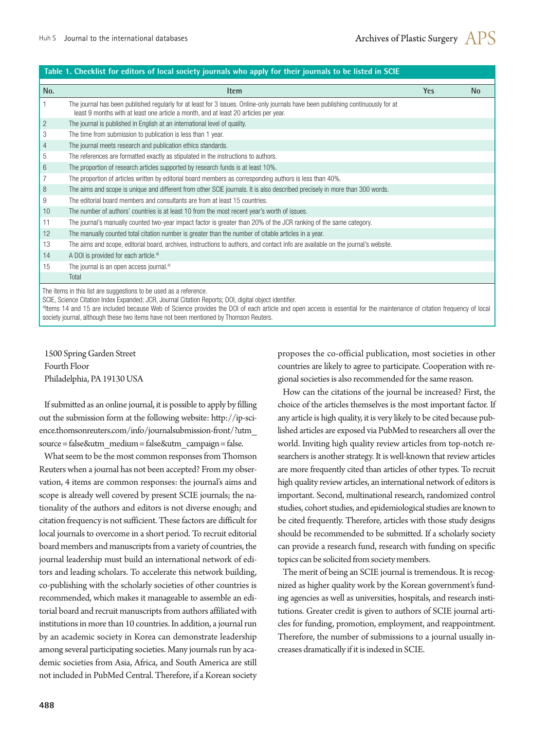**Table 1. Checklist for editors of local society journals who apply for their journals to be listed in SCIE**

| No. | Item | Yes | No |
|---|---|---|---|
| 1 | The journal has been published regularly for at least for 3 issues. Online-only journals have been publishing continuously for at least 9 months with at least one article a month, and at least 20 articles per year. | | |
| 2 | The journal is published in English at an international level of quality. | | |
| 3 | The time from submission to publication is less than 1 year. | | |
| 4 | The journal meets research and publication ethics standards. | | |
| 5 | The references are formatted exactly as stipulated in the instructions to authors. | | |
| 6 | The proportion of research articles supported by research funds is at least 10%. | | |
| 7 | The proportion of articles written by editorial board members as corresponding authors is less than 40%. | | |
| 8 | The aims and scope is unique and different from other SCIE journals. It is also described precisely in more than 300 words. | | |
| 9 | The editorial board members and consultants are from at least 15 countries. | | |
| 10 | The number of authors' countries is at least 10 from the most recent year's worth of issues. | | |
| 11 | The journal's manually counted two-year impact factor is greater than 20% of the JCR ranking of the same category. | | |
| 12 | The manually counted total citation number is greater than the number of citable articles in a year. | | |
| 13 | The aims and scope, editorial board, archives, instructions to authors, and contact info are available on the journal's website. | | |
| 14 | A DOI is provided for each article.[a] | | |
| 15 | The journal is an open access journal.[a] | | |
| | Total | | |

The items in this list are suggestions to be used as a reference.
SCIE, Science Citation Index Expanded; JCR, Journal Citation Reports; DOI, digital object identifier.
[a]Items 14 and 15 are included because Web of Science provides the DOI of each article and open access is essential for the maintenance of citation frequency of local society journal, although these two items have not been mentioned by Thomson Reuters.

1500 Spring Garden Street
Fourth Floor
Philadelphia, PA 19130 USA

If submitted as an online journal, it is possible to apply by filling out the submission form at the following website: http://ip-science.thomsonreuters.com/info/journalsubmission-front/?utm_source=false&utm_medium=false&utm_campaign=false.

What seem to be the most common responses from Thomson Reuters when a journal has not been accepted? From my observation, 4 items are common responses: the journal's aims and scope is already well covered by present SCIE journals; the nationality of the authors and editors is not diverse enough; and citation frequency is not sufficient. These factors are difficult for local journals to overcome in a short period. To recruit editorial board members and manuscripts from a variety of countries, the journal leadership must build an international network of editors and leading scholars. To accelerate this network building, co-publishing with the scholarly societies of other countries is recommended, which makes it manageable to assemble an editorial board and recruit manuscripts from authors affiliated with institutions in more than 10 countries. In addition, a journal run by an academic society in Korea can demonstrate leadership among several participating societies. Many journals run by academic societies from Asia, Africa, and South America are still not included in PubMed Central. Therefore, if a Korean society proposes the co-official publication, most societies in other countries are likely to agree to participate. Cooperation with regional societies is also recommended for the same reason.

How can the citations of the journal be increased? First, the choice of the articles themselves is the most important factor. If any article is high quality, it is very likely to be cited because published articles are exposed via PubMed to researchers all over the world. Inviting high quality review articles from top-notch researchers is another strategy. It is well-known that review articles are more frequently cited than articles of other types. To recruit high quality review articles, an international network of editors is important. Second, multinational research, randomized control studies, cohort studies, and epidemiological studies are known to be cited frequently. Therefore, articles with those study designs should be recommended to be submitted. If a scholarly society can provide a research fund, research with funding on specific topics can be solicited from society members.

The merit of being an SCIE journal is tremendous. It is recognized as higher quality work by the Korean government's funding agencies as well as universities, hospitals, and research institutions. Greater credit is given to authors of SCIE journal articles for funding, promotion, employment, and reappointment. Therefore, the number of submissions to a journal usually increases dramatically if it is indexed in SCIE.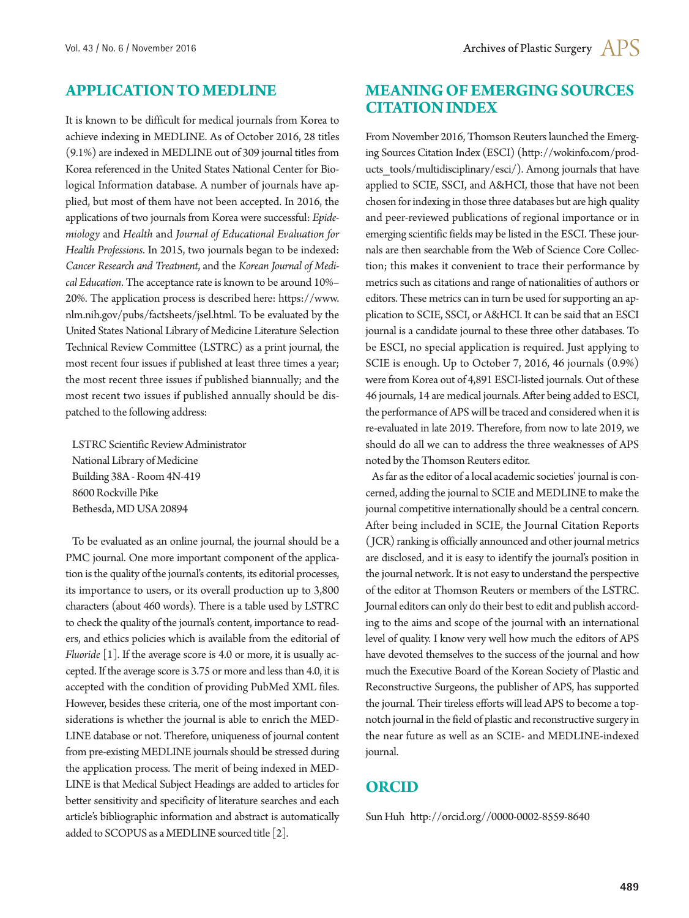## APPLICATION TO MEDLINE

It is known to be difficult for medical journals from Korea to achieve indexing in MEDLINE. As of October 2016, 28 titles (9.1%) are indexed in MEDLINE out of 309 journal titles from Korea referenced in the United States National Center for Biological Information database. A number of journals have applied, but most of them have not been accepted. In 2016, the applications of two journals from Korea were successful: *Epidemiology* and *Health* and *Journal of Educational Evaluation for Health Professions*. In 2015, two journals began to be indexed: *Cancer Research and Treatment*, and the *Korean Journal of Medical Education*. The acceptance rate is known to be around 10%–20%. The application process is described here: https://www.nlm.nih.gov/pubs/factsheets/jsel.html. To be evaluated by the United States National Library of Medicine Literature Selection Technical Review Committee (LSTRC) as a print journal, the most recent four issues if published at least three times a year; the most recent three issues if published biannually; and the most recent two issues if published annually should be dispatched to the following address:

LSTRC Scientific Review Administrator
National Library of Medicine
Building 38A - Room 4N-419
8600 Rockville Pike
Bethesda, MD USA 20894

To be evaluated as an online journal, the journal should be a PMC journal. One more important component of the application is the quality of the journal's contents, its editorial processes, its importance to users, or its overall production up to 3,800 characters (about 460 words). There is a table used by LSTRC to check the quality of the journal's content, importance to readers, and ethics policies which is available from the editorial of *Fluoride* [1]. If the average score is 4.0 or more, it is usually accepted. If the average score is 3.75 or more and less than 4.0, it is accepted with the condition of providing PubMed XML files. However, besides these criteria, one of the most important considerations is whether the journal is able to enrich the MEDLINE database or not. Therefore, uniqueness of journal content from pre-existing MEDLINE journals should be stressed during the application process. The merit of being indexed in MEDLINE is that Medical Subject Headings are added to articles for better sensitivity and specificity of literature searches and each article's bibliographic information and abstract is automatically added to SCOPUS as a MEDLINE sourced title [2].

## MEANING OF EMERGING SOURCES CITATION INDEX

From November 2016, Thomson Reuters launched the Emerging Sources Citation Index (ESCI) (http://wokinfo.com/products_tools/multidisciplinary/esci/). Among journals that have applied to SCIE, SSCI, and A&HCI, those that have not been chosen for indexing in those three databases but are high quality and peer-reviewed publications of regional importance or in emerging scientific fields may be listed in the ESCI. These journals are then searchable from the Web of Science Core Collection; this makes it convenient to trace their performance by metrics such as citations and range of nationalities of authors or editors. These metrics can in turn be used for supporting an application to SCIE, SSCI, or A&HCI. It can be said that an ESCI journal is a candidate journal to these three other databases. To be ESCI, no special application is required. Just applying to SCIE is enough. Up to October 7, 2016, 46 journals (0.9%) were from Korea out of 4,891 ESCI-listed journals. Out of these 46 journals, 14 are medical journals. After being added to ESCI, the performance of APS will be traced and considered when it is re-evaluated in late 2019. Therefore, from now to late 2019, we should do all we can to address the three weaknesses of APS noted by the Thomson Reuters editor.

As far as the editor of a local academic societies' journal is concerned, adding the journal to SCIE and MEDLINE to make the journal competitive internationally should be a central concern. After being included in SCIE, the Journal Citation Reports (JCR) ranking is officially announced and other journal metrics are disclosed, and it is easy to identify the journal's position in the journal network. It is not easy to understand the perspective of the editor at Thomson Reuters or members of the LSTRC. Journal editors can only do their best to edit and publish according to the aims and scope of the journal with an international level of quality. I know very well how much the editors of APS have devoted themselves to the success of the journal and how much the Executive Board of the Korean Society of Plastic and Reconstructive Surgeons, the publisher of APS, has supported the journal. Their tireless efforts will lead APS to become a top-notch journal in the field of plastic and reconstructive surgery in the near future as well as an SCIE- and MEDLINE-indexed journal.

## ORCID

Sun Huh http://orcid.org//0000-0002-8559-8640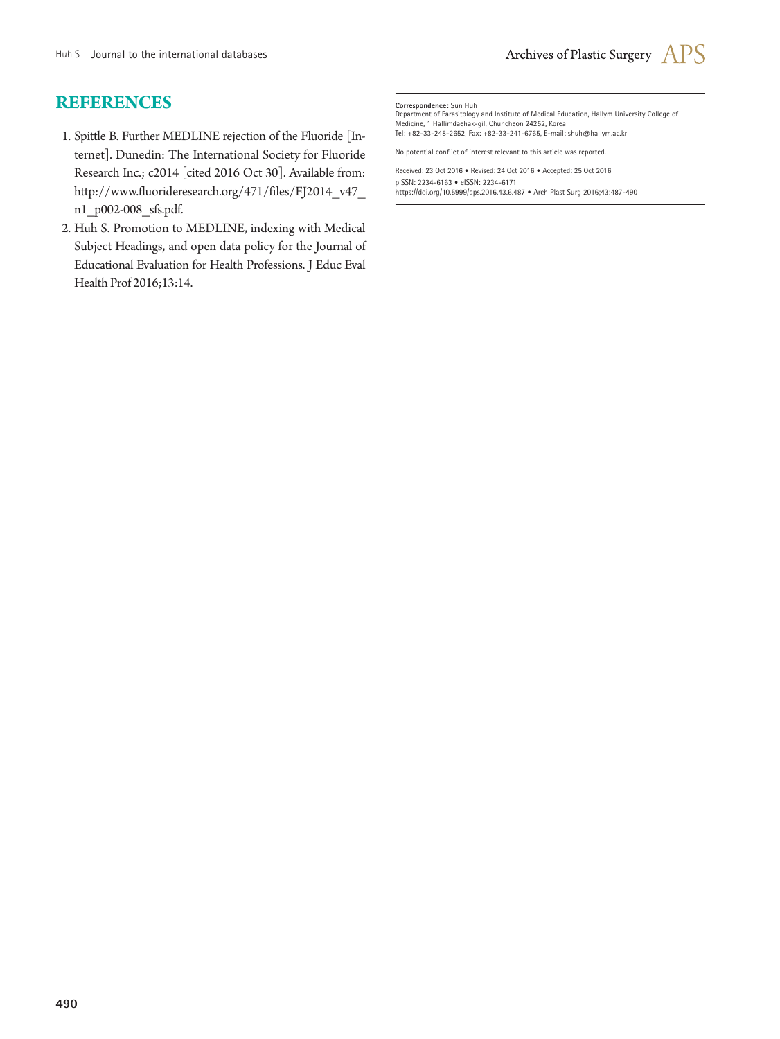## REFERENCES

1. Spittle B. Further MEDLINE rejection of the Fluoride [Internet]. Dunedin: The International Society for Fluoride Research Inc.; c2014 [cited 2016 Oct 30]. Available from: http://www.fluorideresearch.org/471/files/FJ2014_v47_n1_p002-008_sfs.pdf.
2. Huh S. Promotion to MEDLINE, indexing with Medical Subject Headings, and open data policy for the Journal of Educational Evaluation for Health Professions. J Educ Eval Health Prof 2016;13:14.

**Correspondence:** Sun Huh
Department of Parasitology and Institute of Medical Education, Hallym University College of Medicine, 1 Hallimdaehak-gil, Chuncheon 24252, Korea
Tel: +82-33-248-2652, Fax: +82-33-241-6765, E-mail: shuh@hallym.ac.kr

No potential conflict of interest relevant to this article was reported.

Received: 23 Oct 2016 • Revised: 24 Oct 2016 • Accepted: 25 Oct 2016
pISSN: 2234-6163 • eISSN: 2234-6171
https://doi.org/10.5999/aps.2016.43.6.487 • Arch Plast Surg 2016;43:487-490